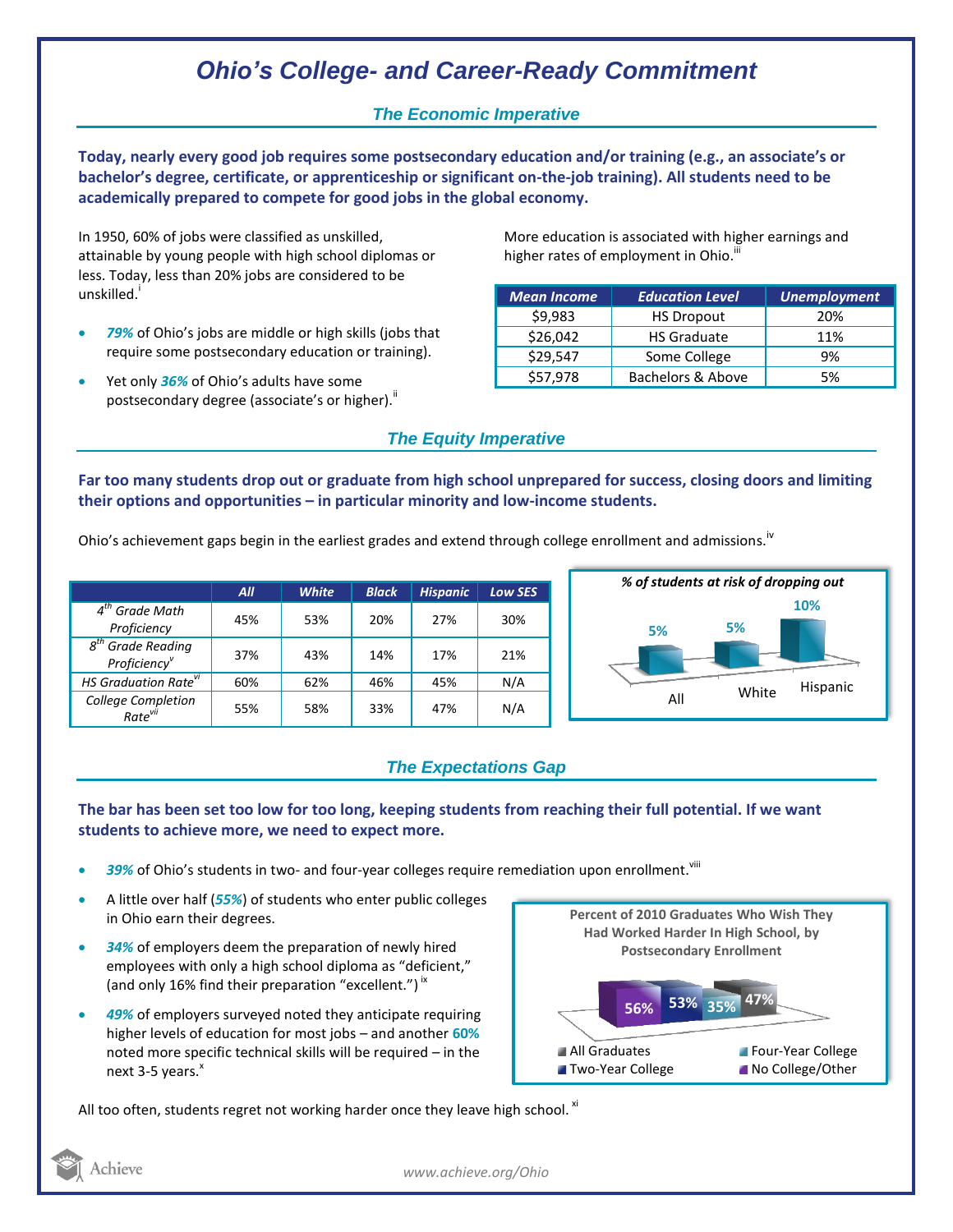# *Ohio's College- and Career-Ready Commitment*

## *The Economic Imperative*

**Today, nearly every good job requires some postsecondary education and/or training (e.g., an associate's or bachelor's degree, certificate, or apprenticeship or significant on-the-job training). All students need to be academically prepared to compete for good jobs in the global economy.**

In 1950, 60% of jobs were classified as unskilled, attainable by young people with high school diplomas or less. Today, less than 20% jobs are considered to be unskilled.[i]

- ***79%*** of Ohio's jobs are middle or high skills (jobs that require some postsecondary education or training).
- Yet only ***36%*** of Ohio's adults have some postsecondary degree (associate's or higher).[ii]

More education is associated with higher earnings and higher rates of employment in Ohio.[iii]

| Mean Income | Education Level | Unemployment |
|---|---|---|
| $9,983 | HS Dropout | 20% |
| $26,042 | HS Graduate | 11% |
| $29,547 | Some College | 9% |
| $57,978 | Bachelors & Above | 5% |

## *The Equity Imperative*

**Far too many students drop out or graduate from high school unprepared for success, closing doors and limiting their options and opportunities – in particular minority and low-income students.**

Ohio's achievement gaps begin in the earliest grades and extend through college enrollment and admissions.[iv]

| | All | White | Black | Hispanic | Low SES |
|---|---|---|---|---|---|
| 4th Grade Math Proficiency | 45% | 53% | 20% | 27% | 30% |
| 8th Grade Reading Proficiency[v] | 37% | 43% | 14% | 17% | 21% |
| HS Graduation Rate[vi] | 60% | 62% | 46% | 45% | N/A |
| College Completion Rate[vii] | 55% | 58% | 33% | 47% | N/A |

*% of students at risk of dropping out*

| All | White | Hispanic |
|---|---|---|
| 5% | 5% | 10% |

## *The Expectations Gap*

**The bar has been set too low for too long, keeping students from reaching their full potential. If we want students to achieve more, we need to expect more.**

- ***39%*** of Ohio's students in two- and four-year colleges require remediation upon enrollment.[viii]
- A little over half (***55%***) of students who enter public colleges in Ohio earn their degrees.
- ***34%*** of employers deem the preparation of newly hired employees with only a high school diploma as "deficient," (and only 16% find their preparation "excellent.")[ix]
- ***49%*** of employers surveyed noted they anticipate requiring higher levels of education for most jobs – and another **60%** noted more specific technical skills will be required – in the next 3-5 years.[x]

**Percent of 2010 Graduates Who Wish They Had Worked Harder In High School, by Postsecondary Enrollment**

| No College/Other | Two-Year College | Four-Year College | All Graduates |
|---|---|---|---|
| 56% | 53% | 35% | 47% |

All too often, students regret not working harder once they leave high school.[xi]

www.achieve.org/Ohio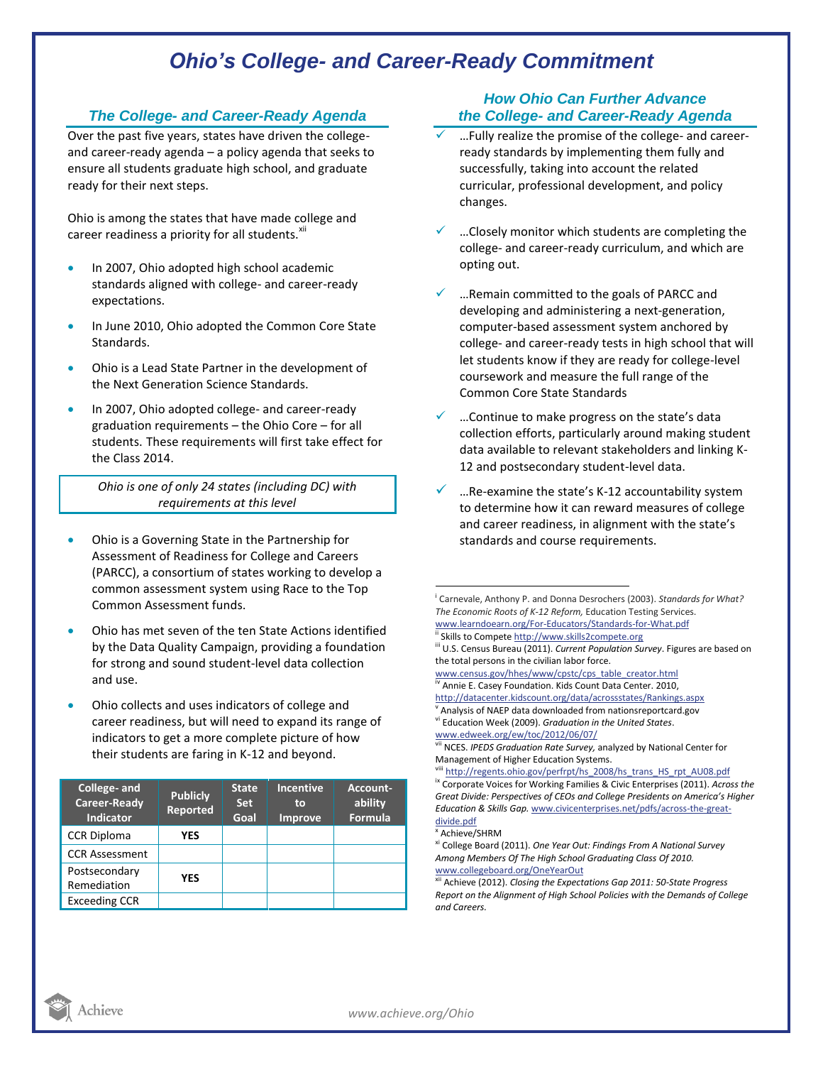# Ohio's College- and Career-Ready Commitment

## The College- and Career-Ready Agenda

Over the past five years, states have driven the college- and career-ready agenda – a policy agenda that seeks to ensure all students graduate high school, and graduate ready for their next steps.

Ohio is among the states that have made college and career readiness a priority for all students.[xii]

- In 2007, Ohio adopted high school academic standards aligned with college- and career-ready expectations.
- In June 2010, Ohio adopted the Common Core State Standards.
- Ohio is a Lead State Partner in the development of the Next Generation Science Standards.
- In 2007, Ohio adopted college- and career-ready graduation requirements – the Ohio Core – for all students. These requirements will first take effect for the Class 2014.

*Ohio is one of only 24 states (including DC) with requirements at this level*

- Ohio is a Governing State in the Partnership for Assessment of Readiness for College and Careers (PARCC), a consortium of states working to develop a common assessment system using Race to the Top Common Assessment funds.
- Ohio has met seven of the ten State Actions identified by the Data Quality Campaign, providing a foundation for strong and sound student-level data collection and use.
- Ohio collects and uses indicators of college and career readiness, but will need to expand its range of indicators to get a more complete picture of how their students are faring in K-12 and beyond.

| College- and Career-Ready Indicator | Publicly Reported | State Set Goal | Incentive to Improve | Account-ability Formula |
|---|---|---|---|---|
| CCR Diploma | **YES** | | | |
| CCR Assessment | | | | |
| Postsecondary Remediation | **YES** | | | |
| Exceeding CCR | | | | |

## How Ohio Can Further Advance the College- and Career-Ready Agenda

- ✓ …Fully realize the promise of the college- and career-ready standards by implementing them fully and successfully, taking into account the related curricular, professional development, and policy changes.
- ✓ …Closely monitor which students are completing the college- and career-ready curriculum, and which are opting out.
- ✓ …Remain committed to the goals of PARCC and developing and administering a next-generation, computer-based assessment system anchored by college- and career-ready tests in high school that will let students know if they are ready for college-level coursework and measure the full range of the Common Core State Standards
- ✓ …Continue to make progress on the state's data collection efforts, particularly around making student data available to relevant stakeholders and linking K-12 and postsecondary student-level data.
- ✓ …Re-examine the state's K-12 accountability system to determine how it can reward measures of college and career readiness, in alignment with the state's standards and course requirements.

---

[i] Carnevale, Anthony P. and Donna Desrochers (2003). *Standards for What? The Economic Roots of K-12 Reform,* Education Testing Services. www.learndoearn.org/For-Educators/Standards-for-What.pdf

[ii] Skills to Compete http://www.skills2compete.org

[iii] U.S. Census Bureau (2011). *Current Population Survey*. Figures are based on the total persons in the civilian labor force. www.census.gov/hhes/www/cpstc/cps_table_creator.html

[iv] Annie E. Casey Foundation. Kids Count Data Center. 2010, http://datacenter.kidscount.org/data/acrossstates/Rankings.aspx

[v] Analysis of NAEP data downloaded from nationsreportcard.gov

[vi] Education Week (2009). *Graduation in the United States*. www.edweek.org/ew/toc/2012/06/07/

[vii] NCES. *IPEDS Graduation Rate Survey,* analyzed by National Center for Management of Higher Education Systems.

[viii] http://regents.ohio.gov/perfrpt/hs_2008/hs_trans_HS_rpt_AU08.pdf

[ix] Corporate Voices for Working Families & Civic Enterprises (2011). *Across the Great Divide: Perspectives of CEOs and College Presidents on America's Higher Education & Skills Gap.* www.civicenterprises.net/pdfs/across-the-great-divide.pdf

[x] Achieve/SHRM

[xi] College Board (2011). *One Year Out: Findings From A National Survey Among Members Of The High School Graduating Class Of 2010.* www.collegeboard.org/OneYearOut

[xii] Achieve (2012). *Closing the Expectations Gap 2011: 50-State Progress Report on the Alignment of High School Policies with the Demands of College and Careers.*